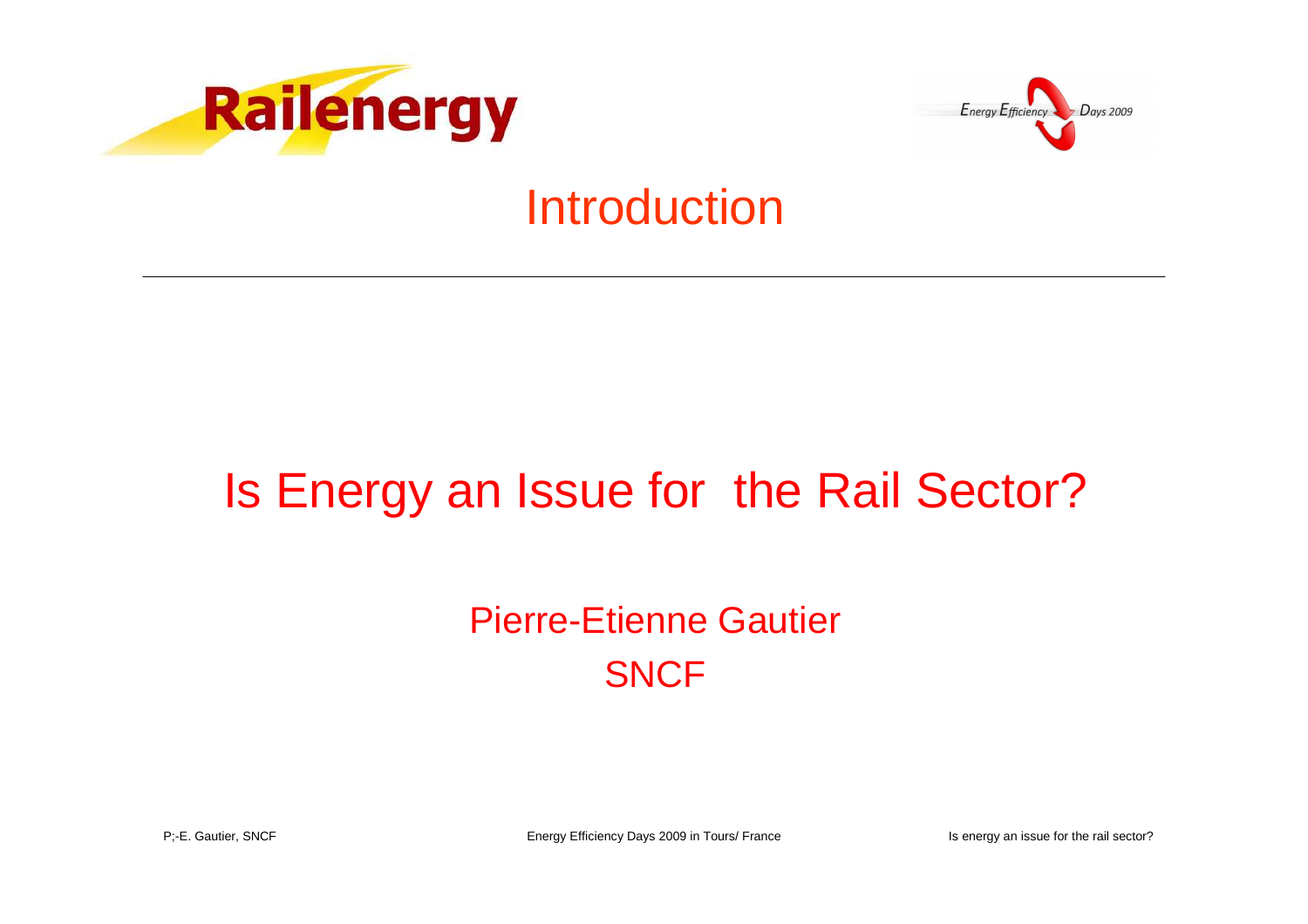# Introduction

## Is Energy an Issue for the Rail Sector?

Pierre-Etienne Gautier
SNCF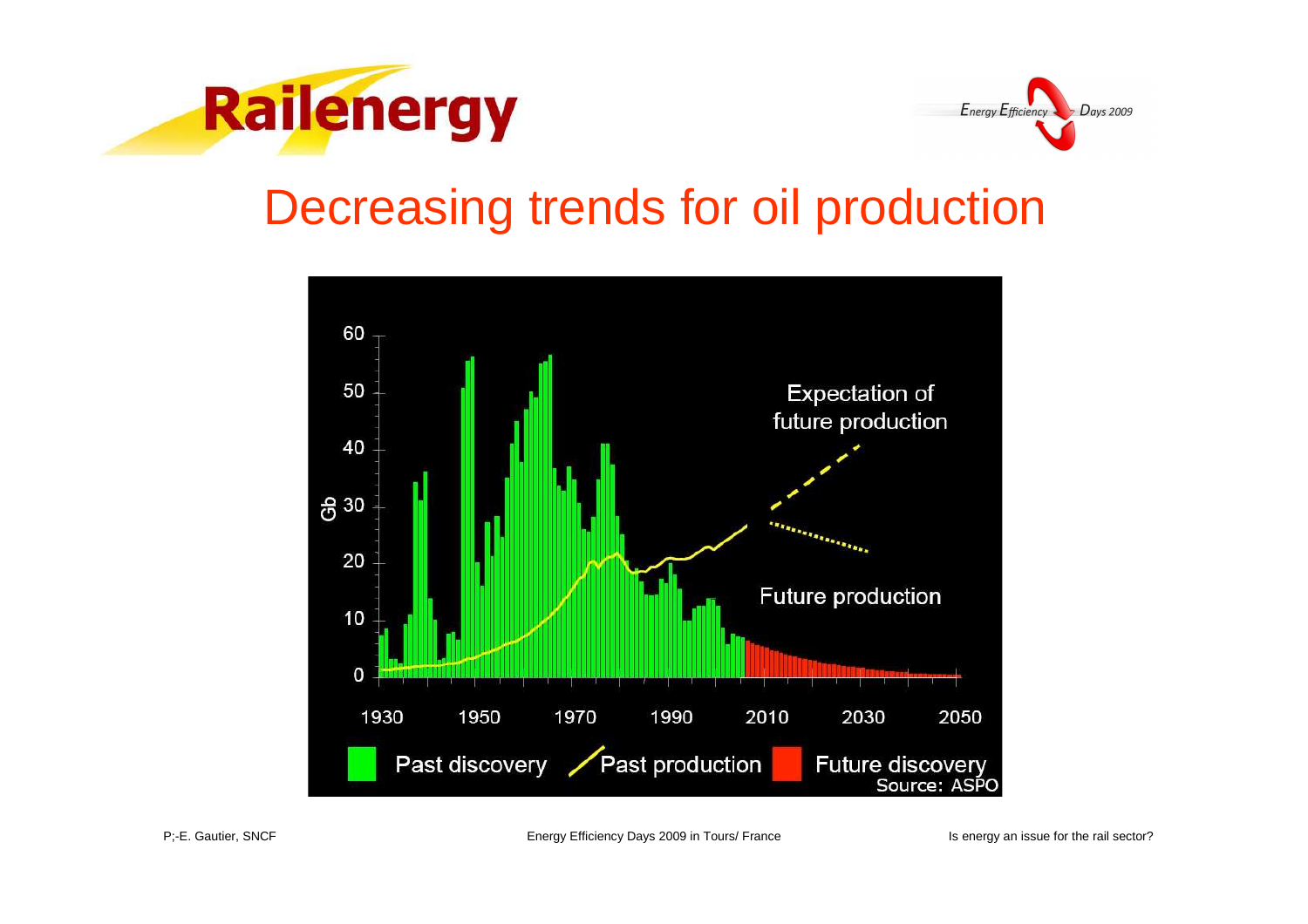# Decreasing trends for oil production

60

50

40

Gb 30

20

10

0

1930 1950 1970 1990 2010 2030 2050

Expectation of future production

Future production

Past discovery | Past production | Future discovery

Source: ASPO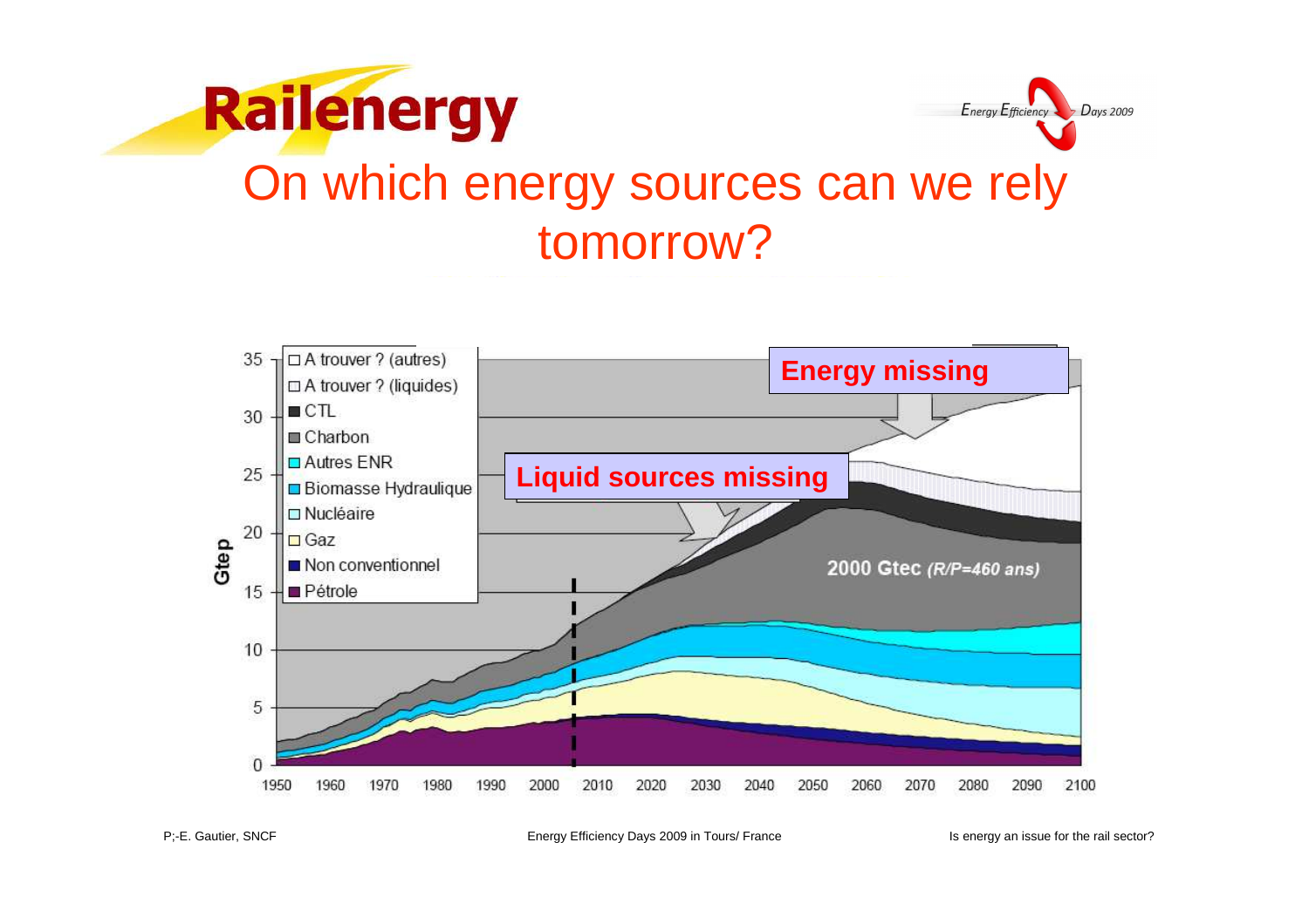# On which energy sources can we rely tomorrow?

Energy missing

Liquid sources missing

- A trouver ? (autres)
- A trouver ? (liquides)
- CTL
- Charbon
- Autres ENR
- Biomasse Hydraulique
- Nucléaire
- Gaz
- Non conventionnel
- Pétrole

2000 Gtec *(R/P=460 ans)*

Gtep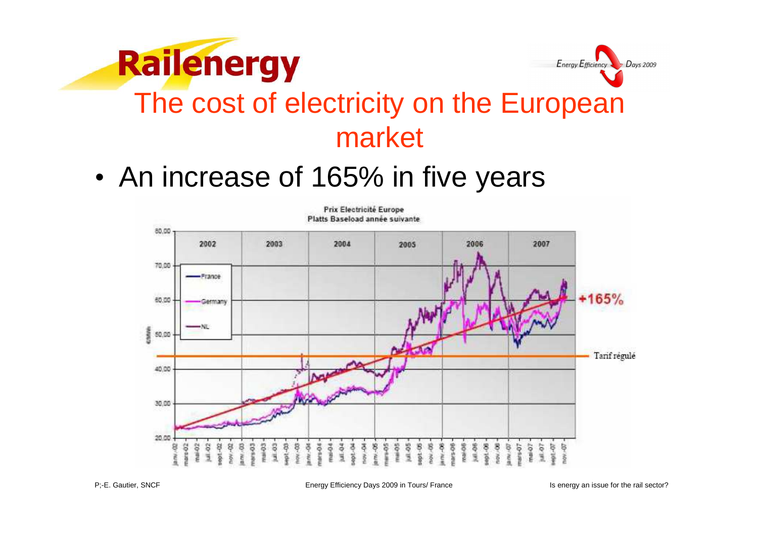# The cost of electricity on the European market

- An increase of 165% in five years

Prix Electricité Europe
Platts Baseload année suivante

+165%

Tarif régulé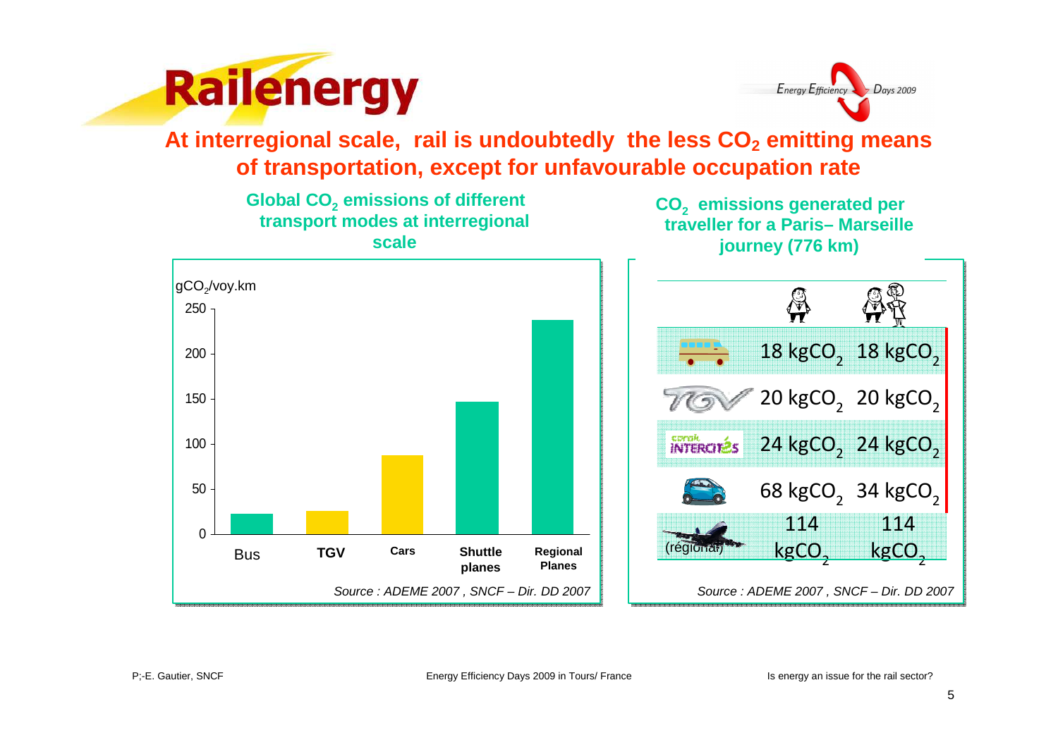# At interregional scale, rail is undoubtedly the less $CO_2$ emitting means of transportation, except for unfavourable occupation rate

## Global $CO_2$ emissions of different transport modes at interregional scale

gCO$_2$/voy.km

| Mode | gCO$_2$/voy.km (approx.) |
|---|---|
| Bus | ~22 |
| **TGV** | ~26 |
| **Cars** | ~87 |
| **Shuttle planes** | ~146 |
| **Regional Planes** | ~237 |

*Source : ADEME 2007 , SNCF – Dir. DD 2007*

## $CO_2$ emissions generated per traveller for a Paris– Marseille journey (776 km)

| Mode | 1 traveller | 2 travellers |
|---|---|---|
| Bus | 18 kgCO$_2$ | 18 kgCO$_2$ |
| TGV | 20 kgCO$_2$ | 20 kgCO$_2$ |
| Corail Intercités | 24 kgCO$_2$ | 24 kgCO$_2$ |
| Car | 68 kgCO$_2$ | 34 kgCO$_2$ |
| Plane (régional) | 114 kgCO$_2$ | 114 kgCO$_2$ |

*Source : ADEME 2007 , SNCF – Dir. DD 2007*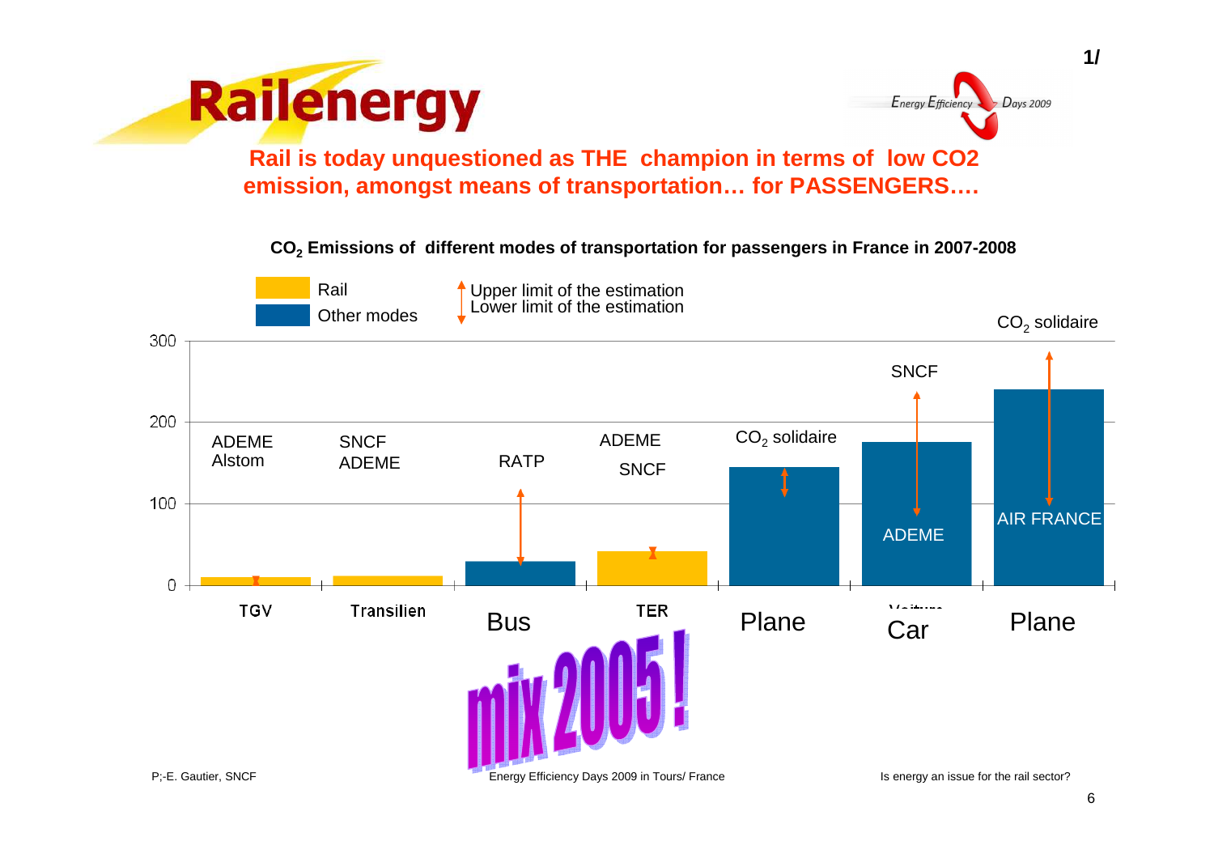**Railenergy**

Energy Efficiency Days 2009

1/

## Rail is today unquestioned as THE champion in terms of low CO2 emission, amongst means of transportation… for PASSENGERS….

**$CO_2$ Emissions of different modes of transportation for passengers in France in 2007-2008**

Legend: Rail / Other modes; Upper limit of the estimation / Lower limit of the estimation

| Mode | Sources |
|---|---|
| TGV | ADEME, Alstom |
| Transilien | SNCF, ADEME |
| Bus | RATP |
| TER | ADEME, SNCF |
| Plane | $CO_2$ solidaire |
| Car | SNCF, ADEME |
| Plane | $CO_2$ solidaire, AIR FRANCE |

mix 2005 !

P;-E. Gautier, SNCF — Energy Efficiency Days 2009 in Tours/ France — Is energy an issue for the rail sector?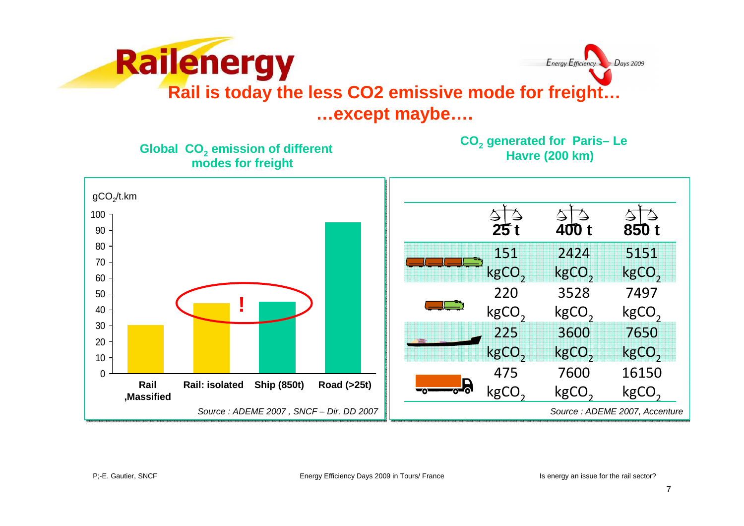# Rail is today the less CO2 emissive mode for freight…

## …except maybe….

**Global $CO_2$ emission of different modes for freight**

gCO$_2$/t.km

| Mode | gCO$_2$/t.km (approx.) |
|---|---|
| Rail ,Massified | ~30 |
| Rail: isolated | ~44 |
| Ship (850t) | ~45 |
| Road (>25t) | ~95 |

*Source : ADEME 2007 , SNCF – Dir. DD 2007*

**$CO_2$ generated for Paris– Le Havre (200 km)**

| | 25 t | 400 t | 850 t |
|---|---|---|---|
| Rail (massified) | 151 kgCO$_2$ | 2424 kgCO$_2$ | 5151 kgCO$_2$ |
| Rail (isolated) | 220 kgCO$_2$ | 3528 kgCO$_2$ | 7497 kgCO$_2$ |
| Ship | 225 kgCO$_2$ | 3600 kgCO$_2$ | 7650 kgCO$_2$ |
| Road | 475 kgCO$_2$ | 7600 kgCO$_2$ | 16150 kgCO$_2$ |

*Source : ADEME 2007, Accenture*

P;-E. Gautier, SNCF — Energy Efficiency Days 2009 in Tours/ France — Is energy an issue for the rail sector?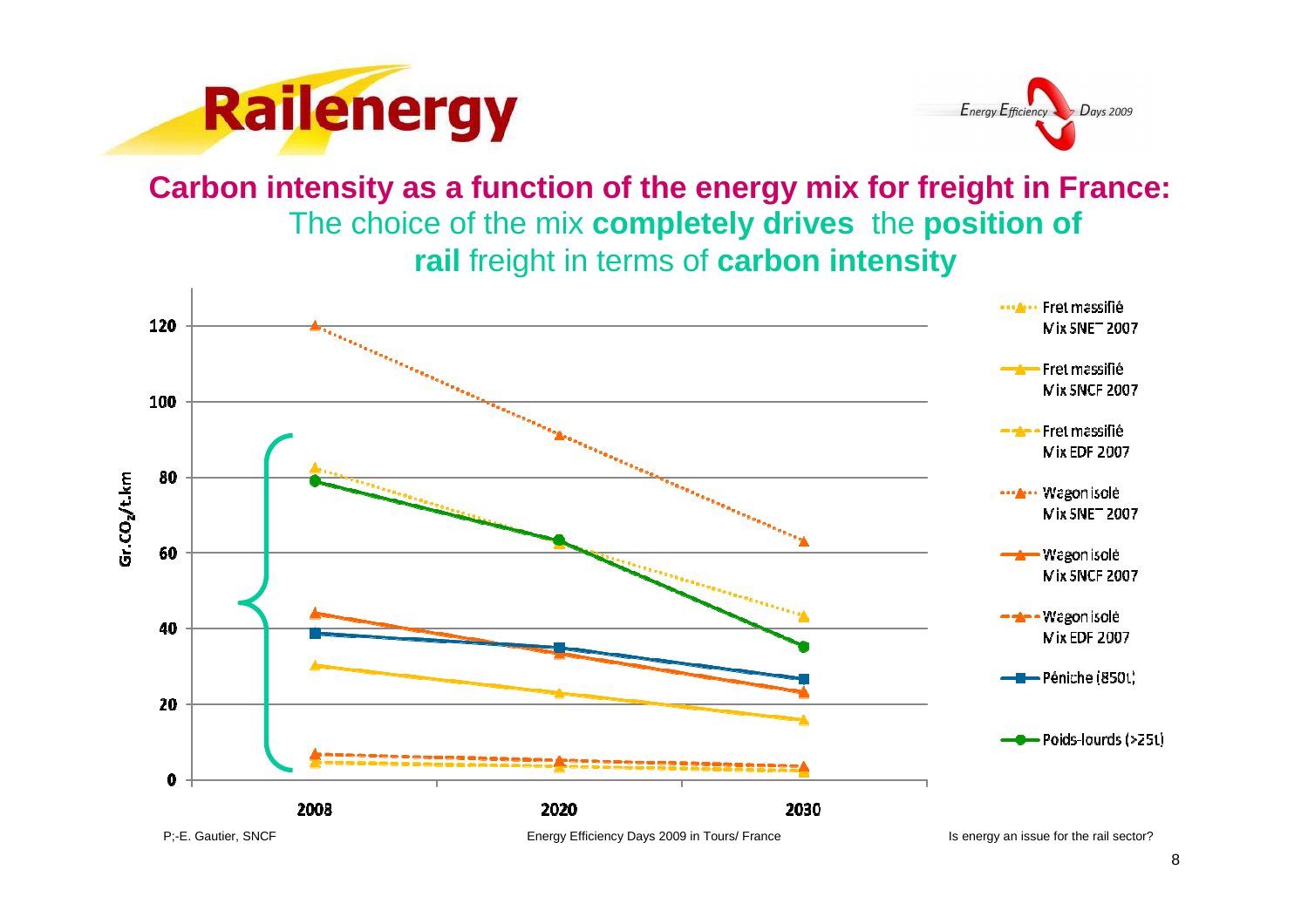## Carbon intensity as a function of the energy mix for freight in France:

The choice of the mix **completely drives** the **position of rail** freight in terms of **carbon intensity**

Gr.$CO_2$/t.km

120
100
80
60
40
20
0

2008 2020 2030

- Fret massifié Mix SNET 2007
- Fret massifié Mix SNCF 2007
- Fret massifié Mix EDF 2007
- Wagon isolé Mix SNET 2007
- Wagon isolé Mix SNCF 2007
- Wagon isolé Mix EDF 2007
- Péniche (850t)
- Poids-lourds (>25t)

P;-E. Gautier, SNCF — Energy Efficiency Days 2009 in Tours/ France — Is energy an issue for the rail sector?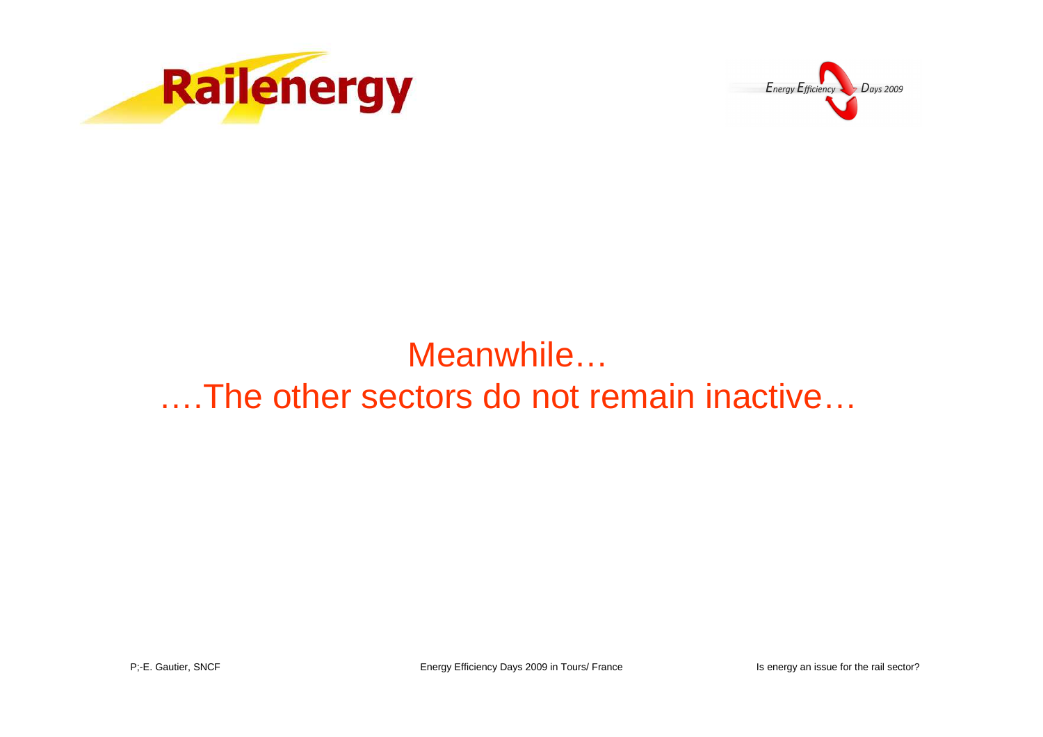## Meanwhile…

## ….The other sectors do not remain inactive…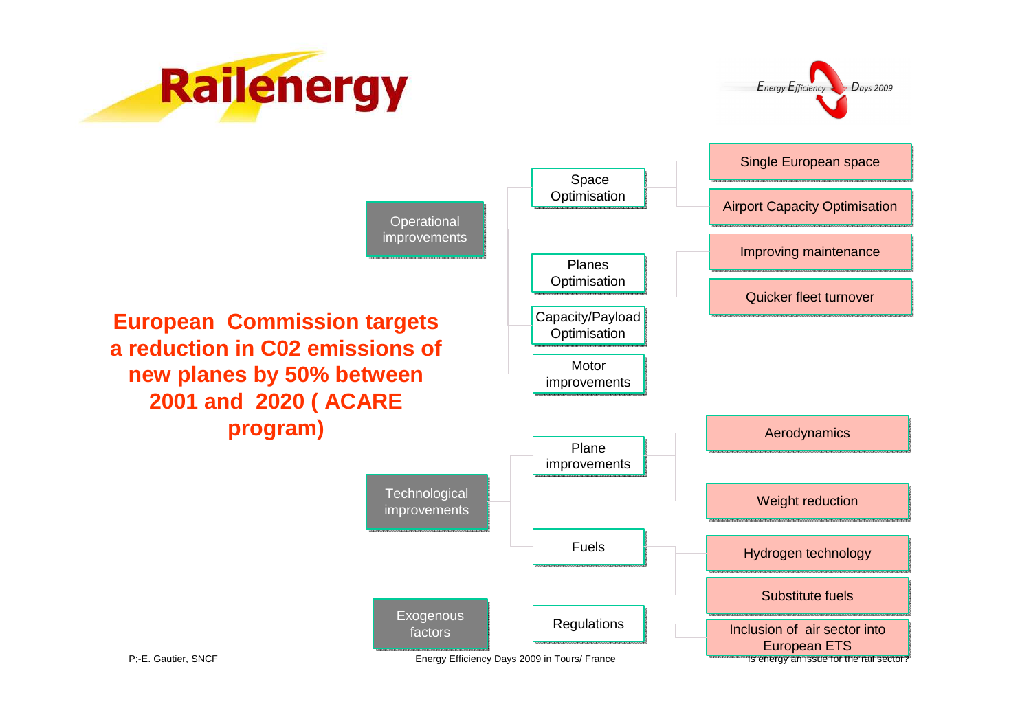**European Commission targets a reduction in C02 emissions of new planes by 50% between 2001 and 2020 ( ACARE program)**

- Operational improvements
  - Space Optimisation
    - Single European space
    - Airport Capacity Optimisation
  - Planes Optimisation
    - Improving maintenance
    - Quicker fleet turnover
  - Capacity/Payload Optimisation
  - Motor improvements
- Technological improvements
  - Plane improvements
    - Aerodynamics
    - Weight reduction
  - Fuels
    - Hydrogen technology
    - Substitute fuels
- Exogenous factors
  - Regulations
    - Inclusion of air sector into European ETS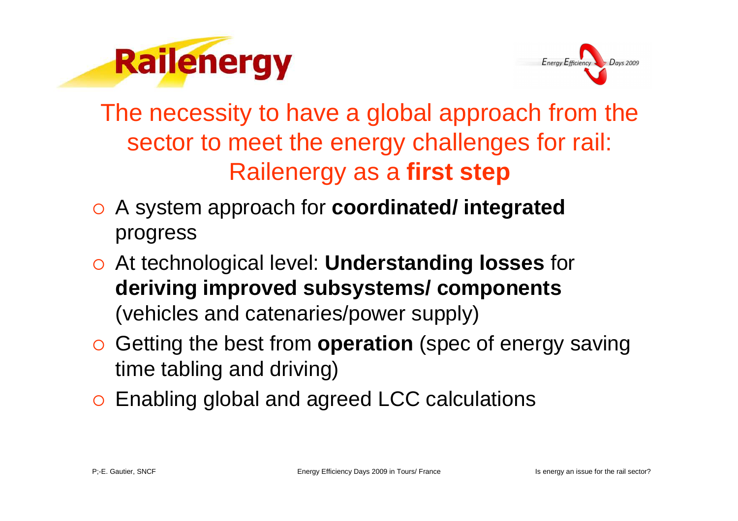# The necessity to have a global approach from the sector to meet the energy challenges for rail: Railenergy as a **first step**

- A system approach for **coordinated/ integrated** progress
- At technological level: **Understanding losses** for **deriving improved subsystems/ components** (vehicles and catenaries/power supply)
- Getting the best from **operation** (spec of energy saving time tabling and driving)
- Enabling global and agreed LCC calculations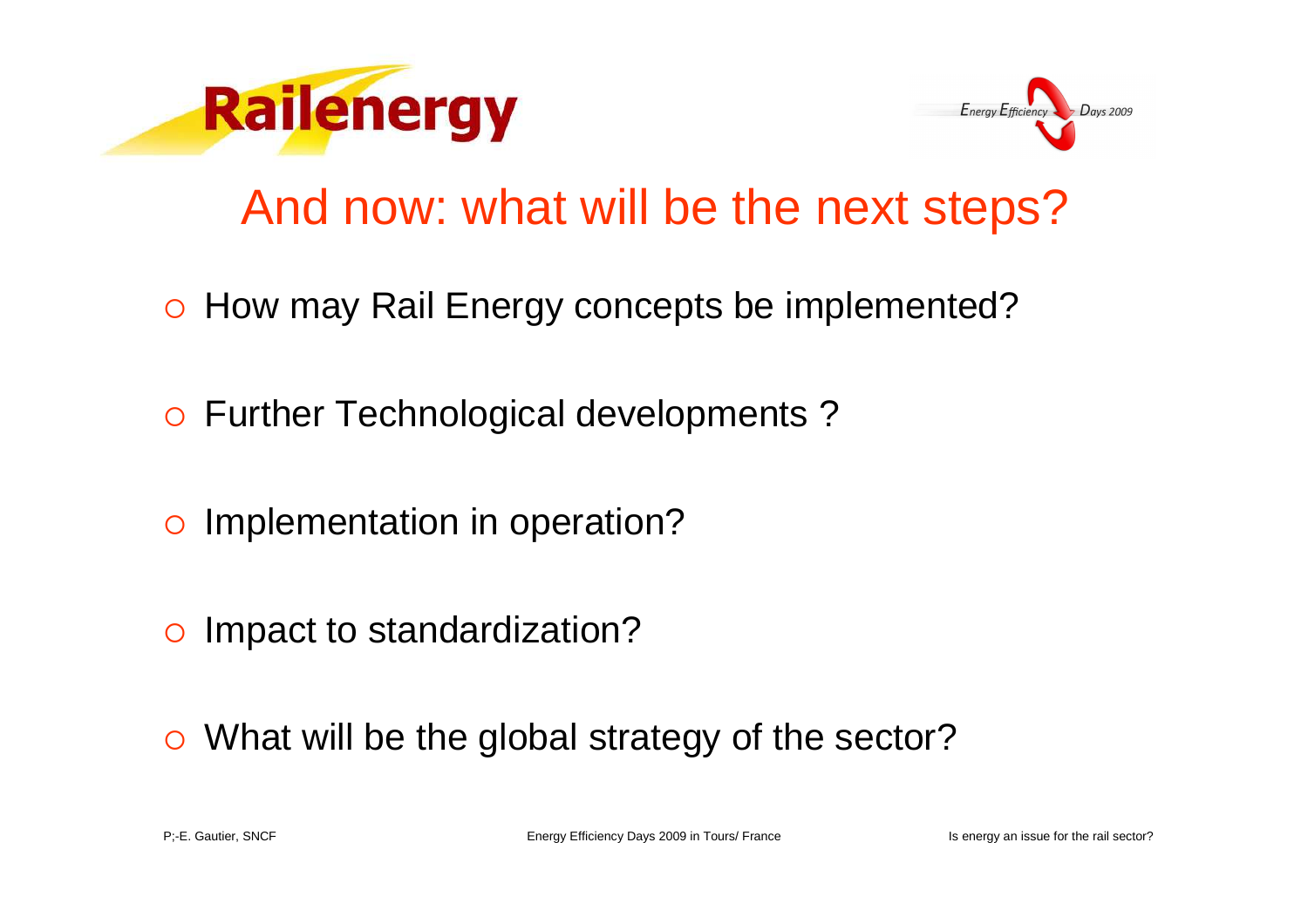# And now: what will be the next steps?

- How may Rail Energy concepts be implemented?
- Further Technological developments ?
- Implementation in operation?
- Impact to standardization?
- What will be the global strategy of the sector?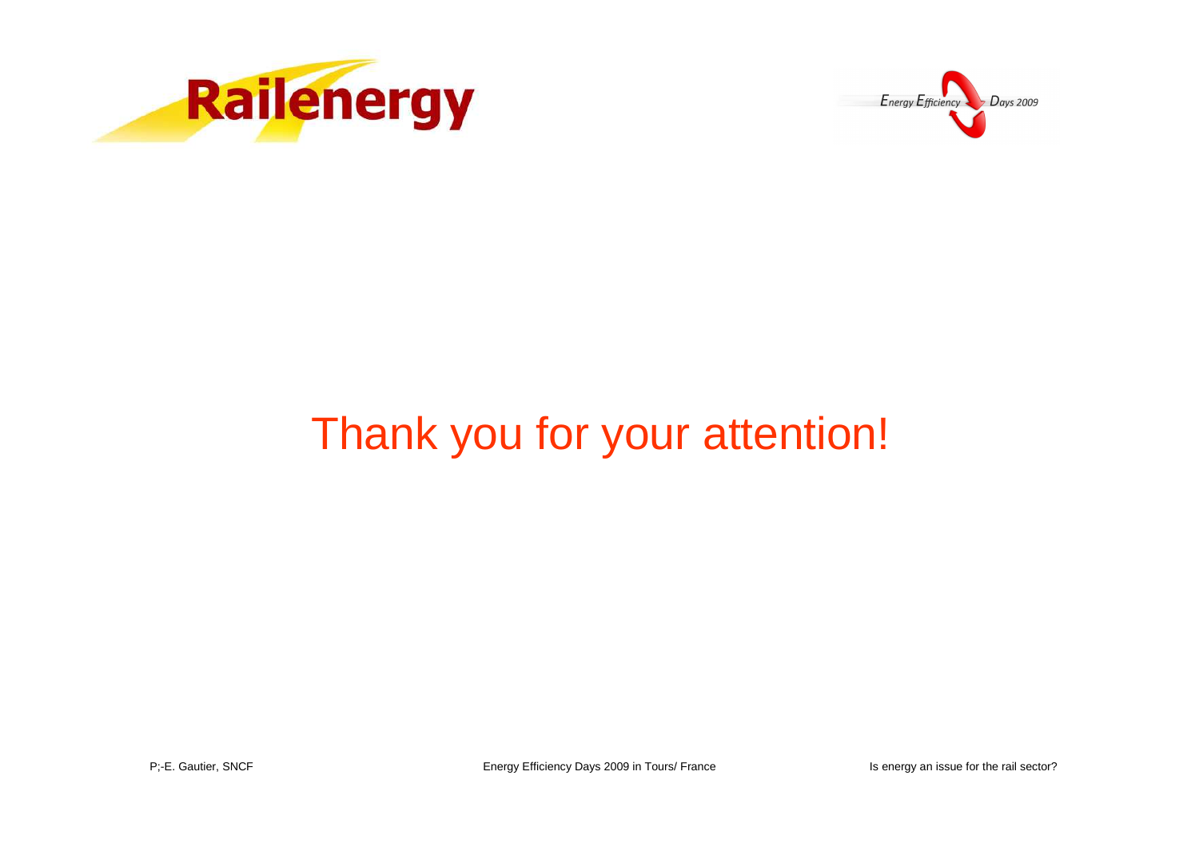Thank you for your attention!